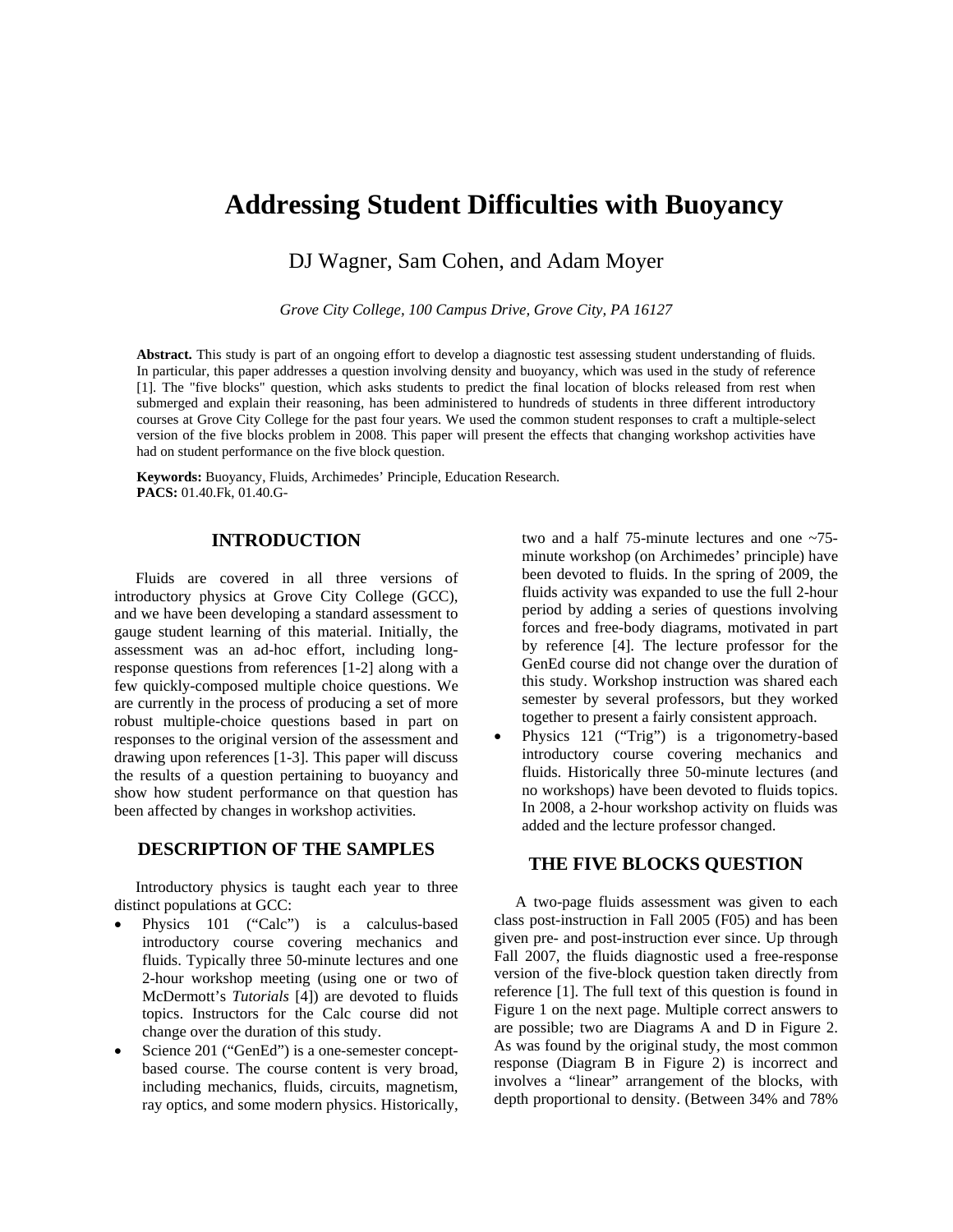# Addressing Student Difficulties with Buoyancy

DJ Wagner, Sam Cohen, and Adam Moyer

*Grove City College, 100 Campus Drive, Grove City, PA 16127*

**Abstract.** This study is part of an ongoing effort to develop a diagnostic test assessing student understanding of fluids. In particular, this paper addresses a question involving density and buoyancy, which was used in the study of reference [1]. The "five blocks" question, which asks students to predict the final location of blocks released from rest when submerged and explain their reasoning, has been administered to hundreds of students in three different introductory courses at Grove City College for the past four years. We used the common student responses to craft a multiple-select version of the five blocks problem in 2008. This paper will present the effects that changing workshop activities have had on student performance on the five block question.

**Keywords:** Buoyancy, Fluids, Archimedes' Principle, Education Research.
**PACS:** 01.40.Fk, 01.40.G-

## INTRODUCTION

Fluids are covered in all three versions of introductory physics at Grove City College (GCC), and we have been developing a standard assessment to gauge student learning of this material. Initially, the assessment was an ad-hoc effort, including long-response questions from references [1-2] along with a few quickly-composed multiple choice questions. We are currently in the process of producing a set of more robust multiple-choice questions based in part on responses to the original version of the assessment and drawing upon references [1-3]. This paper will discuss the results of a question pertaining to buoyancy and show how student performance on that question has been affected by changes in workshop activities.

## DESCRIPTION OF THE SAMPLES

Introductory physics is taught each year to three distinct populations at GCC:

- Physics 101 ("Calc") is a calculus-based introductory course covering mechanics and fluids. Typically three 50-minute lectures and one 2-hour workshop meeting (using one or two of McDermott's *Tutorials* [4]) are devoted to fluids topics. Instructors for the Calc course did not change over the duration of this study.
- Science 201 ("GenEd") is a one-semester concept-based course. The course content is very broad, including mechanics, fluids, circuits, magnetism, ray optics, and some modern physics. Historically, two and a half 75-minute lectures and one ~75-minute workshop (on Archimedes' principle) have been devoted to fluids. In the spring of 2009, the fluids activity was expanded to use the full 2-hour period by adding a series of questions involving forces and free-body diagrams, motivated in part by reference [4]. The lecture professor for the GenEd course did not change over the duration of this study. Workshop instruction was shared each semester by several professors, but they worked together to present a fairly consistent approach.
- Physics 121 ("Trig") is a trigonometry-based introductory course covering mechanics and fluids. Historically three 50-minute lectures (and no workshops) have been devoted to fluids topics. In 2008, a 2-hour workshop activity on fluids was added and the lecture professor changed.

## THE FIVE BLOCKS QUESTION

A two-page fluids assessment was given to each class post-instruction in Fall 2005 (F05) and has been given pre- and post-instruction ever since. Up through Fall 2007, the fluids diagnostic used a free-response version of the five-block question taken directly from reference [1]. The full text of this question is found in Figure 1 on the next page. Multiple correct answers to are possible; two are Diagrams A and D in Figure 2. As was found by the original study, the most common response (Diagram B in Figure 2) is incorrect and involves a "linear" arrangement of the blocks, with depth proportional to density. (Between 34% and 78%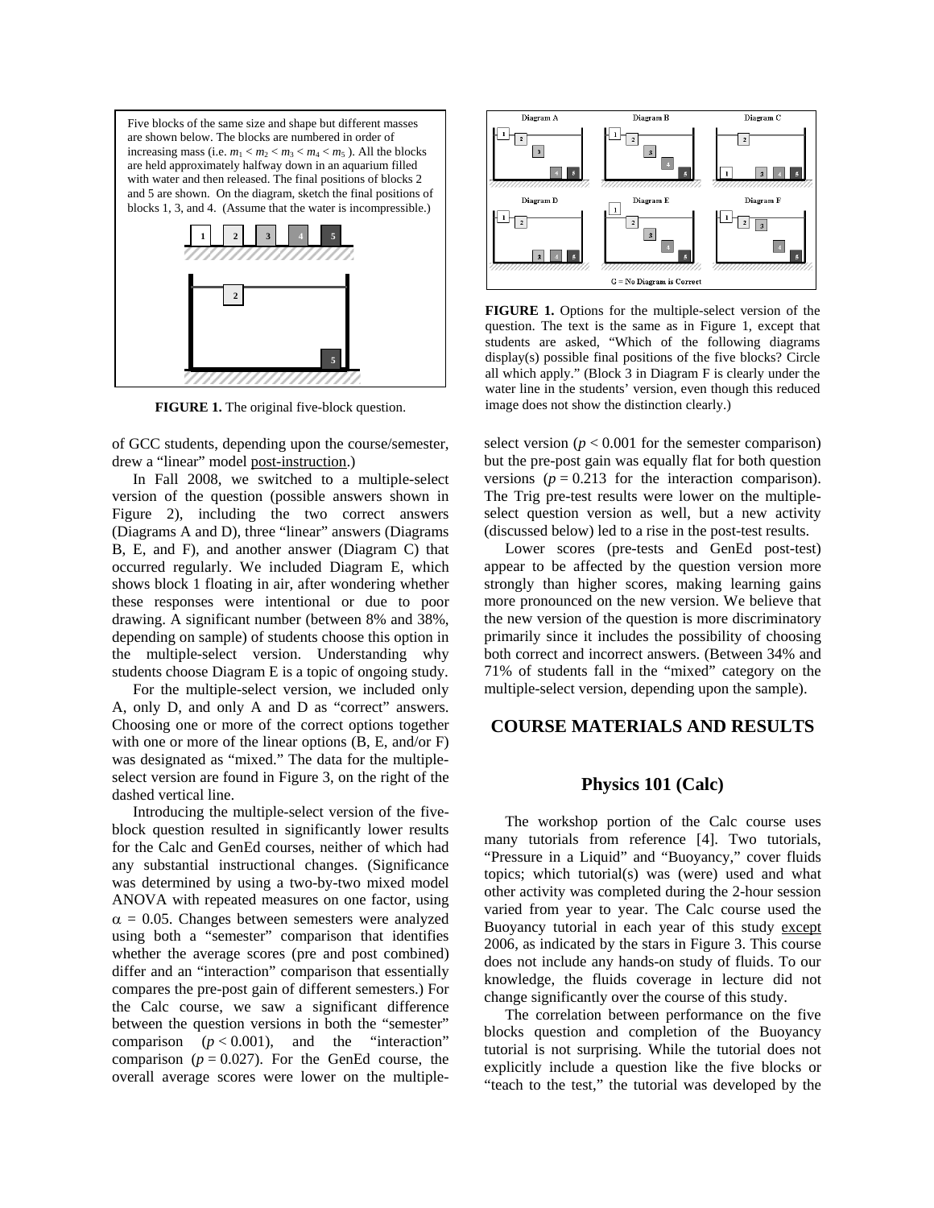Five blocks of the same size and shape but different masses are shown below. The blocks are numbered in order of increasing mass (i.e. $m_1 < m_2 < m_3 < m_4 < m_5$ ). All the blocks are held approximately halfway down in an aquarium filled with water and then released. The final positions of blocks 2 and 5 are shown. On the diagram, sketch the final positions of blocks 1, 3, and 4. (Assume that the water is incompressible.)

**FIGURE 1.** The original five-block question.

**FIGURE 1.** Options for the multiple-select version of the question. The text is the same as in Figure 1, except that students are asked, "Which of the following diagrams display(s) possible final positions of the five blocks? Circle all which apply." (Block 3 in Diagram F is clearly under the water line in the students' version, even though this reduced image does not show the distinction clearly.)

of GCC students, depending upon the course/semester, drew a "linear" model post-instruction.)

In Fall 2008, we switched to a multiple-select version of the question (possible answers shown in Figure 2), including the two correct answers (Diagrams A and D), three "linear" answers (Diagrams B, E, and F), and another answer (Diagram C) that occurred regularly. We included Diagram E, which shows block 1 floating in air, after wondering whether these responses were intentional or due to poor drawing. A significant number (between 8% and 38%, depending on sample) of students choose this option in the multiple-select version. Understanding why students choose Diagram E is a topic of ongoing study.

For the multiple-select version, we included only A, only D, and only A and D as "correct" answers. Choosing one or more of the correct options together with one or more of the linear options (B, E, and/or F) was designated as "mixed." The data for the multiple-select version are found in Figure 3, on the right of the dashed vertical line.

Introducing the multiple-select version of the five-block question resulted in significantly lower results for the Calc and GenEd courses, neither of which had any substantial instructional changes. (Significance was determined by using a two-by-two mixed model ANOVA with repeated measures on one factor, using $\alpha = 0.05$. Changes between semesters were analyzed using both a "semester" comparison that identifies whether the average scores (pre and post combined) differ and an "interaction" comparison that essentially compares the pre-post gain of different semesters.) For the Calc course, we saw a significant difference between the question versions in both the "semester" comparison ($p < 0.001$), and the "interaction" comparison ($p = 0.027$). For the GenEd course, the overall average scores were lower on the multiple-select version ($p < 0.001$ for the semester comparison) but the pre-post gain was equally flat for both question versions ($p = 0.213$ for the interaction comparison). The Trig pre-test results were lower on the multiple-select question version as well, but a new activity (discussed below) led to a rise in the post-test results.

Lower scores (pre-tests and GenEd post-test) appear to be affected by the question version more strongly than higher scores, making learning gains more pronounced on the new version. We believe that the new version of the question is more discriminatory primarily since it includes the possibility of choosing both correct and incorrect answers. (Between 34% and 71% of students fall in the "mixed" category on the multiple-select version, depending upon the sample).

## COURSE MATERIALS AND RESULTS

### Physics 101 (Calc)

The workshop portion of the Calc course uses many tutorials from reference [4]. Two tutorials, "Pressure in a Liquid" and "Buoyancy," cover fluids topics; which tutorial(s) was (were) used and what other activity was completed during the 2-hour session varied from year to year. The Calc course used the Buoyancy tutorial in each year of this study except 2006, as indicated by the stars in Figure 3. This course does not include any hands-on study of fluids. To our knowledge, the fluids coverage in lecture did not change significantly over the course of this study.

The correlation between performance on the five blocks question and completion of the Buoyancy tutorial is not surprising. While the tutorial does not explicitly include a question like the five blocks or "teach to the test," the tutorial was developed by the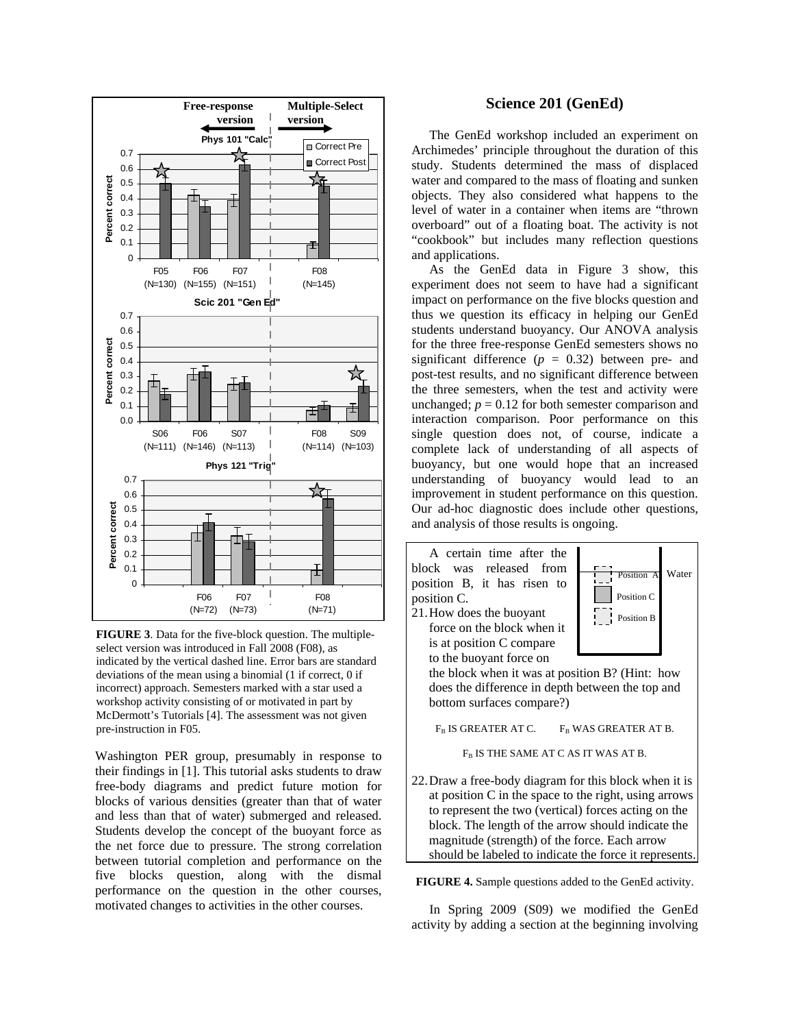**FIGURE 3**. Data for the five-block question. The multiple-select version was introduced in Fall 2008 (F08), as indicated by the vertical dashed line. Error bars are standard deviations of the mean using a binomial (1 if correct, 0 if incorrect) approach. Semesters marked with a star used a workshop activity consisting of or motivated in part by McDermott's Tutorials [4]. The assessment was not given pre-instruction in F05.

Washington PER group, presumably in response to their findings in [1]. This tutorial asks students to draw free-body diagrams and predict future motion for blocks of various densities (greater than that of water and less than that of water) submerged and released. Students develop the concept of the buoyant force as the net force due to pressure. The strong correlation between tutorial completion and performance on the five blocks question, along with the dismal performance on the question in the other courses, motivated changes to activities in the other courses.

## Science 201 (GenEd)

The GenEd workshop included an experiment on Archimedes' principle throughout the duration of this study. Students determined the mass of displaced water and compared to the mass of floating and sunken objects. They also considered what happens to the level of water in a container when items are "thrown overboard" out of a floating boat. The activity is not "cookbook" but includes many reflection questions and applications.

As the GenEd data in Figure 3 show, this experiment does not seem to have had a significant impact on performance on the five blocks question and thus we question its efficacy in helping our GenEd students understand buoyancy. Our ANOVA analysis for the three free-response GenEd semesters shows no significant difference ($p$ = 0.32) between pre- and post-test results, and no significant difference between the three semesters, when the test and activity were unchanged; $p = 0.12$ for both semester comparison and interaction comparison. Poor performance on this single question does not, of course, indicate a complete lack of understanding of all aspects of buoyancy, but one would hope that an increased understanding of buoyancy would lead to an improvement in student performance on this question. Our ad-hoc diagnostic does include other questions, and analysis of those results is ongoing.

A certain time after the block was released from position B, it has risen to position C.

21. How does the buoyant force on the block when it is at position C compare to the buoyant force on the block when it was at position B? (Hint: how does the difference in depth between the top and bottom surfaces compare?)

    $F_B$ IS GREATER AT C. $F_B$ WAS GREATER AT B.

    $F_B$ IS THE SAME AT C AS IT WAS AT B.

22. Draw a free-body diagram for this block when it is at position C in the space to the right, using arrows to represent the two (vertical) forces acting on the block. The length of the arrow should indicate the magnitude (strength) of the force. Each arrow should be labeled to indicate the force it represents.

**FIGURE 4.** Sample questions added to the GenEd activity.

In Spring 2009 (S09) we modified the GenEd activity by adding a section at the beginning involving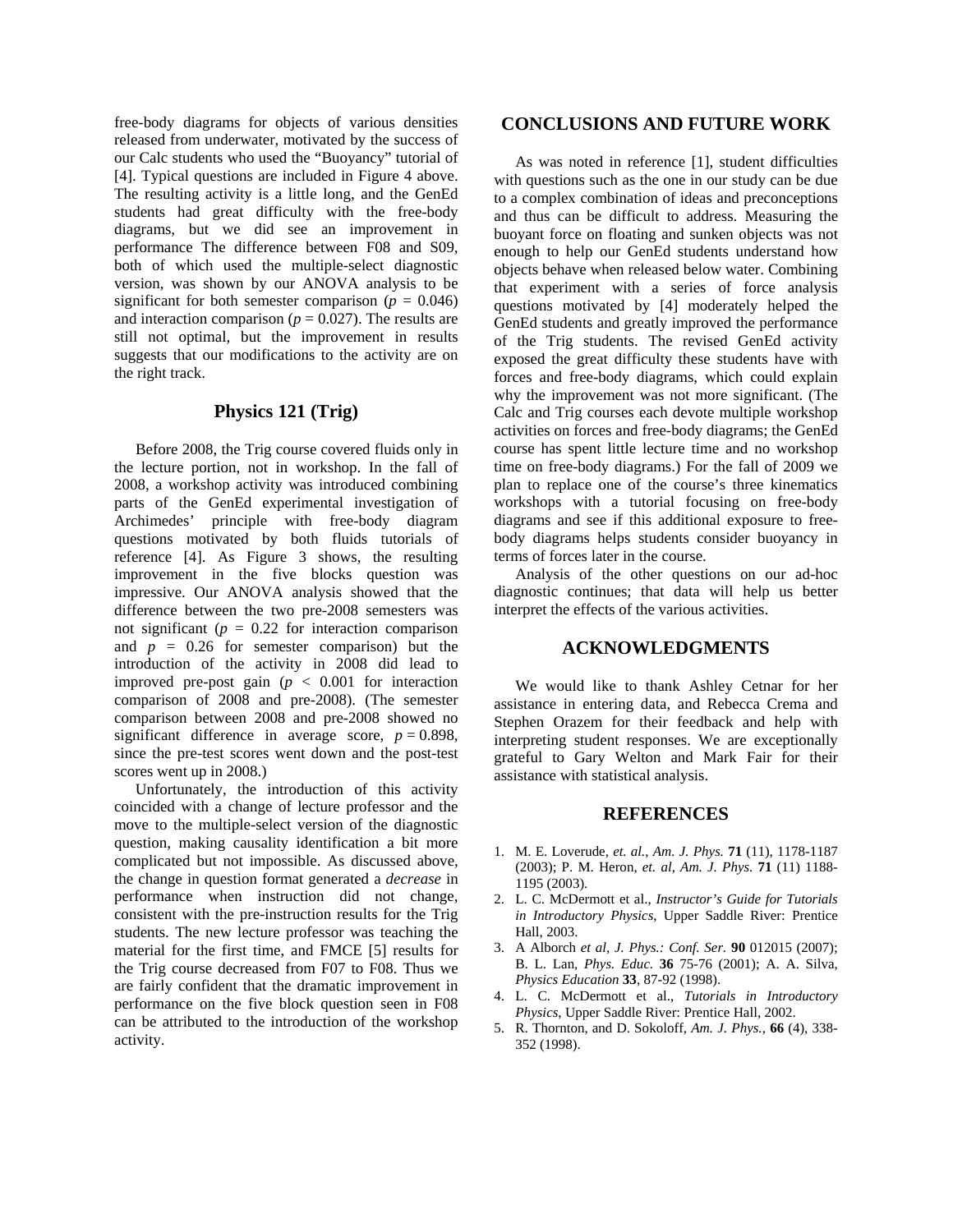free-body diagrams for objects of various densities released from underwater, motivated by the success of our Calc students who used the "Buoyancy" tutorial of [4]. Typical questions are included in Figure 4 above. The resulting activity is a little long, and the GenEd students had great difficulty with the free-body diagrams, but we did see an improvement in performance The difference between F08 and S09, both of which used the multiple-select diagnostic version, was shown by our ANOVA analysis to be significant for both semester comparison ($p$ = 0.046) and interaction comparison ($p$ = 0.027). The results are still not optimal, but the improvement in results suggests that our modifications to the activity are on the right track.

## Physics 121 (Trig)

Before 2008, the Trig course covered fluids only in the lecture portion, not in workshop. In the fall of 2008, a workshop activity was introduced combining parts of the GenEd experimental investigation of Archimedes' principle with free-body diagram questions motivated by both fluids tutorials of reference [4]. As Figure 3 shows, the resulting improvement in the five blocks question was impressive. Our ANOVA analysis showed that the difference between the two pre-2008 semesters was not significant ($p$ = 0.22 for interaction comparison and $p$ = 0.26 for semester comparison) but the introduction of the activity in 2008 did lead to improved pre-post gain ($p$ < 0.001 for interaction comparison of 2008 and pre-2008). (The semester comparison between 2008 and pre-2008 showed no significant difference in average score, $p$ = 0.898, since the pre-test scores went down and the post-test scores went up in 2008.)

Unfortunately, the introduction of this activity coincided with a change of lecture professor and the move to the multiple-select version of the diagnostic question, making causality identification a bit more complicated but not impossible. As discussed above, the change in question format generated a *decrease* in performance when instruction did not change, consistent with the pre-instruction results for the Trig students. The new lecture professor was teaching the material for the first time, and FMCE [5] results for the Trig course decreased from F07 to F08. Thus we are fairly confident that the dramatic improvement in performance on the five block question seen in F08 can be attributed to the introduction of the workshop activity.

## CONCLUSIONS AND FUTURE WORK

As was noted in reference [1], student difficulties with questions such as the one in our study can be due to a complex combination of ideas and preconceptions and thus can be difficult to address. Measuring the buoyant force on floating and sunken objects was not enough to help our GenEd students understand how objects behave when released below water. Combining that experiment with a series of force analysis questions motivated by [4] moderately helped the GenEd students and greatly improved the performance of the Trig students. The revised GenEd activity exposed the great difficulty these students have with forces and free-body diagrams, which could explain why the improvement was not more significant. (The Calc and Trig courses each devote multiple workshop activities on forces and free-body diagrams; the GenEd course has spent little lecture time and no workshop time on free-body diagrams.) For the fall of 2009 we plan to replace one of the course's three kinematics workshops with a tutorial focusing on free-body diagrams and see if this additional exposure to free-body diagrams helps students consider buoyancy in terms of forces later in the course.

Analysis of the other questions on our ad-hoc diagnostic continues; that data will help us better interpret the effects of the various activities.

## ACKNOWLEDGMENTS

We would like to thank Ashley Cetnar for her assistance in entering data, and Rebecca Crema and Stephen Orazem for their feedback and help with interpreting student responses. We are exceptionally grateful to Gary Welton and Mark Fair for their assistance with statistical analysis.

## REFERENCES

1. M. E. Loverude, *et. al.*, *Am. J. Phys.* **71** (11), 1178-1187 (2003); P. M. Heron, *et. al*, *Am. J. Phys.* **71** (11) 1188-1195 (2003).
2. L. C. McDermott et al., *Instructor's Guide for Tutorials in Introductory Physics*, Upper Saddle River: Prentice Hall, 2003.
3. A Alborch *et al*, *J. Phys.: Conf. Ser.* **90** 012015 (2007); B. L. Lan, *Phys. Educ.* **36** 75-76 (2001); A. A. Silva, *Physics Education* **33**, 87-92 (1998).
4. L. C. McDermott et al., *Tutorials in Introductory Physics*, Upper Saddle River: Prentice Hall, 2002.
5. R. Thornton, and D. Sokoloff, *Am. J. Phys.*, **66** (4), 338-352 (1998).